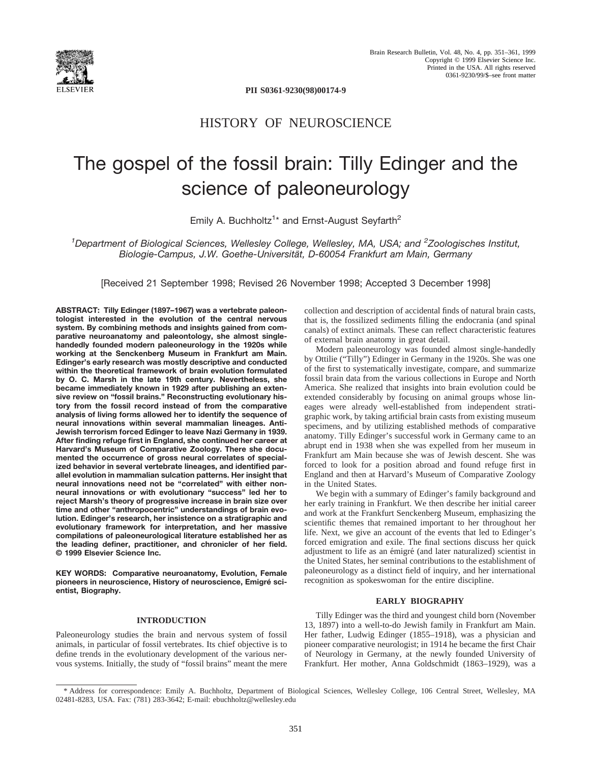PII S0361-9230(98)00174-9

HISTORY OF NEUROSCIENCE

# The gospel of the fossil brain: Tilly Edinger and the science of paleoneurology

Emily A. Buchholtz[1]* and Ernst-August Seyfarth[2]

[1]*Department of Biological Sciences, Wellesley College, Wellesley, MA, USA; and* [2]*Zoologisches Institut, Biologie-Campus, J.W. Goethe-Universität, D-60054 Frankfurt am Main, Germany*

[Received 21 September 1998; Revised 26 November 1998; Accepted 3 December 1998]

**ABSTRACT: Tilly Edinger (1897–1967) was a vertebrate paleontologist interested in the evolution of the central nervous system. By combining methods and insights gained from comparative neuroanatomy and paleontology, she almost single-handedly founded modern paleoneurology in the 1920s while working at the Senckenberg Museum in Frankfurt am Main. Edinger's early research was mostly descriptive and conducted within the theoretical framework of brain evolution formulated by O. C. Marsh in the late 19th century. Nevertheless, she became immediately known in 1929 after publishing an extensive review on "fossil brains." Reconstructing evolutionary history from the fossil record instead of from the comparative analysis of living forms allowed her to identify the sequence of neural innovations within several mammalian lineages. Anti-Jewish terrorism forced Edinger to leave Nazi Germany in 1939. After finding refuge first in England, she continued her career at Harvard's Museum of Comparative Zoology. There she documented the occurrence of gross neural correlates of specialized behavior in several vertebrate lineages, and identified parallel evolution in mammalian sulcation patterns. Her insight that neural innovations need not be "correlated" with either non-neural innovations or with evolutionary "success" led her to reject Marsh's theory of progressive increase in brain size over time and other "anthropocentric" understandings of brain evolution. Edinger's research, her insistence on a stratigraphic and evolutionary framework for interpretation, and her massive compilations of paleoneurological literature established her as the leading definer, practitioner, and chronicler of her field. © 1999 Elsevier Science Inc.**

**KEY WORDS: Comparative neuroanatomy, Evolution, Female pioneers in neuroscience, History of neuroscience, Emigré scientist, Biography.**

## INTRODUCTION

Paleoneurology studies the brain and nervous system of fossil animals, in particular of fossil vertebrates. Its chief objective is to define trends in the evolutionary development of the various nervous systems. Initially, the study of "fossil brains" meant the mere collection and description of accidental finds of natural brain casts, that is, the fossilized sediments filling the endocrania (and spinal canals) of extinct animals. These can reflect characteristic features of external brain anatomy in great detail.

Modern paleoneurology was founded almost single-handedly by Ottilie ("Tilly") Edinger in Germany in the 1920s. She was one of the first to systematically investigate, compare, and summarize fossil brain data from the various collections in Europe and North America. She realized that insights into brain evolution could be extended considerably by focusing on animal groups whose lineages were already well-established from independent stratigraphic work, by taking artificial brain casts from existing museum specimens, and by utilizing established methods of comparative anatomy. Tilly Edinger's successful work in Germany came to an abrupt end in 1938 when she was expelled from her museum in Frankfurt am Main because she was of Jewish descent. She was forced to look for a position abroad and found refuge first in England and then at Harvard's Museum of Comparative Zoology in the United States.

We begin with a summary of Edinger's family background and her early training in Frankfurt. We then describe her initial career and work at the Frankfurt Senckenberg Museum, emphasizing the scientific themes that remained important to her throughout her life. Next, we give an account of the events that led to Edinger's forced emigration and exile. The final sections discuss her quick adjustment to life as an émigré (and later naturalized) scientist in the United States, her seminal contributions to the establishment of paleoneurology as a distinct field of inquiry, and her international recognition as spokeswoman for the entire discipline.

## EARLY BIOGRAPHY

Tilly Edinger was the third and youngest child born (November 13, 1897) into a well-to-do Jewish family in Frankfurt am Main. Her father, Ludwig Edinger (1855–1918), was a physician and pioneer comparative neurologist; in 1914 he became the first Chair of Neurology in Germany, at the newly founded University of Frankfurt. Her mother, Anna Goldschmidt (1863–1929), was a

\* Address for correspondence: Emily A. Buchholtz, Department of Biological Sciences, Wellesley College, 106 Central Street, Wellesley, MA 02481-8283, USA. Fax: (781) 283-3642; E-mail: ebuchholtz@wellesley.edu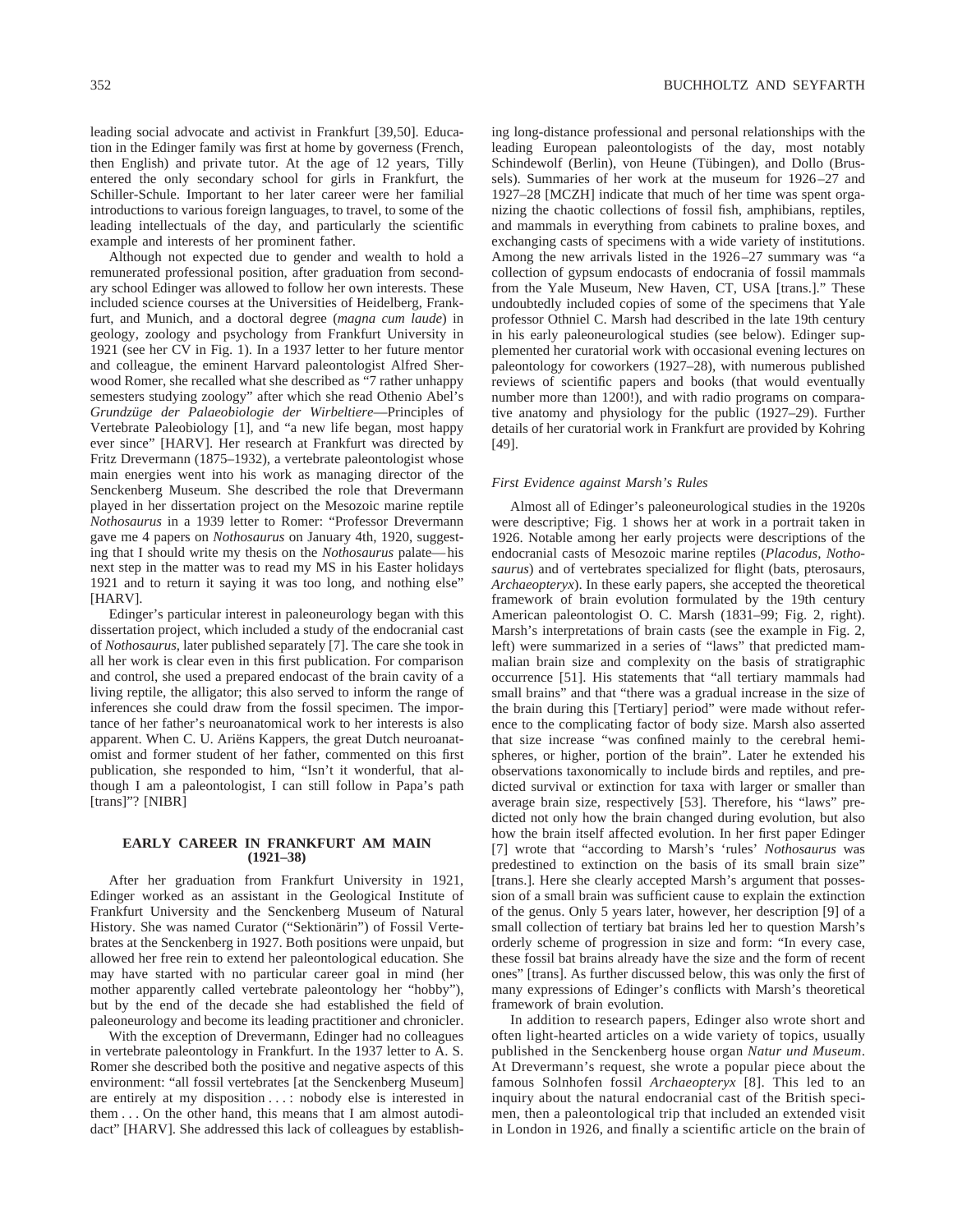leading social advocate and activist in Frankfurt [39,50]. Education in the Edinger family was first at home by governess (French, then English) and private tutor. At the age of 12 years, Tilly entered the only secondary school for girls in Frankfurt, the Schiller-Schule. Important to her later career were her familial introductions to various foreign languages, to travel, to some of the leading intellectuals of the day, and particularly the scientific example and interests of her prominent father.

Although not expected due to gender and wealth to hold a remunerated professional position, after graduation from secondary school Edinger was allowed to follow her own interests. These included science courses at the Universities of Heidelberg, Frankfurt, and Munich, and a doctoral degree (*magna cum laude*) in geology, zoology and psychology from Frankfurt University in 1921 (see her CV in Fig. 1). In a 1937 letter to her future mentor and colleague, the eminent Harvard paleontologist Alfred Sherwood Romer, she recalled what she described as "7 rather unhappy semesters studying zoology" after which she read Othenio Abel's *Grundzüge der Palaeobiologie der Wirbeltiere*—Principles of Vertebrate Paleobiology [1], and "a new life began, most happy ever since" [HARV]. Her research at Frankfurt was directed by Fritz Drevermann (1875–1932), a vertebrate paleontologist whose main energies went into his work as managing director of the Senckenberg Museum. She described the role that Drevermann played in her dissertation project on the Mesozoic marine reptile *Nothosaurus* in a 1939 letter to Romer: "Professor Drevermann gave me 4 papers on *Nothosaurus* on January 4th, 1920, suggesting that I should write my thesis on the *Nothosaurus* palate—his next step in the matter was to read my MS in his Easter holidays 1921 and to return it saying it was too long, and nothing else" [HARV].

Edinger's particular interest in paleoneurology began with this dissertation project, which included a study of the endocranial cast of *Nothosaurus*, later published separately [7]. The care she took in all her work is clear even in this first publication. For comparison and control, she used a prepared endocast of the brain cavity of a living reptile, the alligator; this also served to inform the range of inferences she could draw from the fossil specimen. The importance of her father's neuroanatomical work to her interests is also apparent. When C. U. Ariëns Kappers, the great Dutch neuroanatomist and former student of her father, commented on this first publication, she responded to him, "Isn't it wonderful, that although I am a paleontologist, I can still follow in Papa's path [trans]"? [NIBR]

## EARLY CAREER IN FRANKFURT AM MAIN (1921–38)

After her graduation from Frankfurt University in 1921, Edinger worked as an assistant in the Geological Institute of Frankfurt University and the Senckenberg Museum of Natural History. She was named Curator ("Sektionärin") of Fossil Vertebrates at the Senckenberg in 1927. Both positions were unpaid, but allowed her free rein to extend her paleontological education. She may have started with no particular career goal in mind (her mother apparently called vertebrate paleontology her "hobby"), but by the end of the decade she had established the field of paleoneurology and become its leading practitioner and chronicler.

With the exception of Drevermann, Edinger had no colleagues in vertebrate paleontology in Frankfurt. In the 1937 letter to A. S. Romer she described both the positive and negative aspects of this environment: "all fossil vertebrates [at the Senckenberg Museum] are entirely at my disposition . . . : nobody else is interested in them . . . On the other hand, this means that I am almost autodidact" [HARV]. She addressed this lack of colleagues by establishing long-distance professional and personal relationships with the leading European paleontologists of the day, most notably Schindewolf (Berlin), von Heune (Tübingen), and Dollo (Brussels). Summaries of her work at the museum for 1926–27 and 1927–28 [MCZH] indicate that much of her time was spent organizing the chaotic collections of fossil fish, amphibians, reptiles, and mammals in everything from cabinets to praline boxes, and exchanging casts of specimens with a wide variety of institutions. Among the new arrivals listed in the 1926–27 summary was "a collection of gypsum endocasts of endocrania of fossil mammals from the Yale Museum, New Haven, CT, USA [trans.]." These undoubtedly included copies of some of the specimens that Yale professor Othniel C. Marsh had described in the late 19th century in his early paleoneurological studies (see below). Edinger supplemented her curatorial work with occasional evening lectures on paleontology for coworkers (1927–28), with numerous published reviews of scientific papers and books (that would eventually number more than 1200!), and with radio programs on comparative anatomy and physiology for the public (1927–29). Further details of her curatorial work in Frankfurt are provided by Kohring [49].

### *First Evidence against Marsh's Rules*

Almost all of Edinger's paleoneurological studies in the 1920s were descriptive; Fig. 1 shows her at work in a portrait taken in 1926. Notable among her early projects were descriptions of the endocranial casts of Mesozoic marine reptiles (*Placodus*, *Nothosaurus*) and of vertebrates specialized for flight (bats, pterosaurs, *Archaeopteryx*). In these early papers, she accepted the theoretical framework of brain evolution formulated by the 19th century American paleontologist O. C. Marsh (1831–99; Fig. 2, right). Marsh's interpretations of brain casts (see the example in Fig. 2, left) were summarized in a series of "laws" that predicted mammalian brain size and complexity on the basis of stratigraphic occurrence [51]. His statements that "all tertiary mammals had small brains" and that "there was a gradual increase in the size of the brain during this [Tertiary] period" were made without reference to the complicating factor of body size. Marsh also asserted that size increase "was confined mainly to the cerebral hemispheres, or higher, portion of the brain". Later he extended his observations taxonomically to include birds and reptiles, and predicted survival or extinction for taxa with larger or smaller than average brain size, respectively [53]. Therefore, his "laws" predicted not only how the brain changed during evolution, but also how the brain itself affected evolution. In her first paper Edinger [7] wrote that "according to Marsh's 'rules' *Nothosaurus* was predestined to extinction on the basis of its small brain size" [trans.]. Here she clearly accepted Marsh's argument that possession of a small brain was sufficient cause to explain the extinction of the genus. Only 5 years later, however, her description [9] of a small collection of tertiary bat brains led her to question Marsh's orderly scheme of progression in size and form: "In every case, these fossil bat brains already have the size and the form of recent ones" [trans]. As further discussed below, this was only the first of many expressions of Edinger's conflicts with Marsh's theoretical framework of brain evolution.

In addition to research papers, Edinger also wrote short and often light-hearted articles on a wide variety of topics, usually published in the Senckenberg house organ *Natur und Museum*. At Drevermann's request, she wrote a popular piece about the famous Solnhofen fossil *Archaeopteryx* [8]. This led to an inquiry about the natural endocranial cast of the British specimen, then a paleontological trip that included an extended visit in London in 1926, and finally a scientific article on the brain of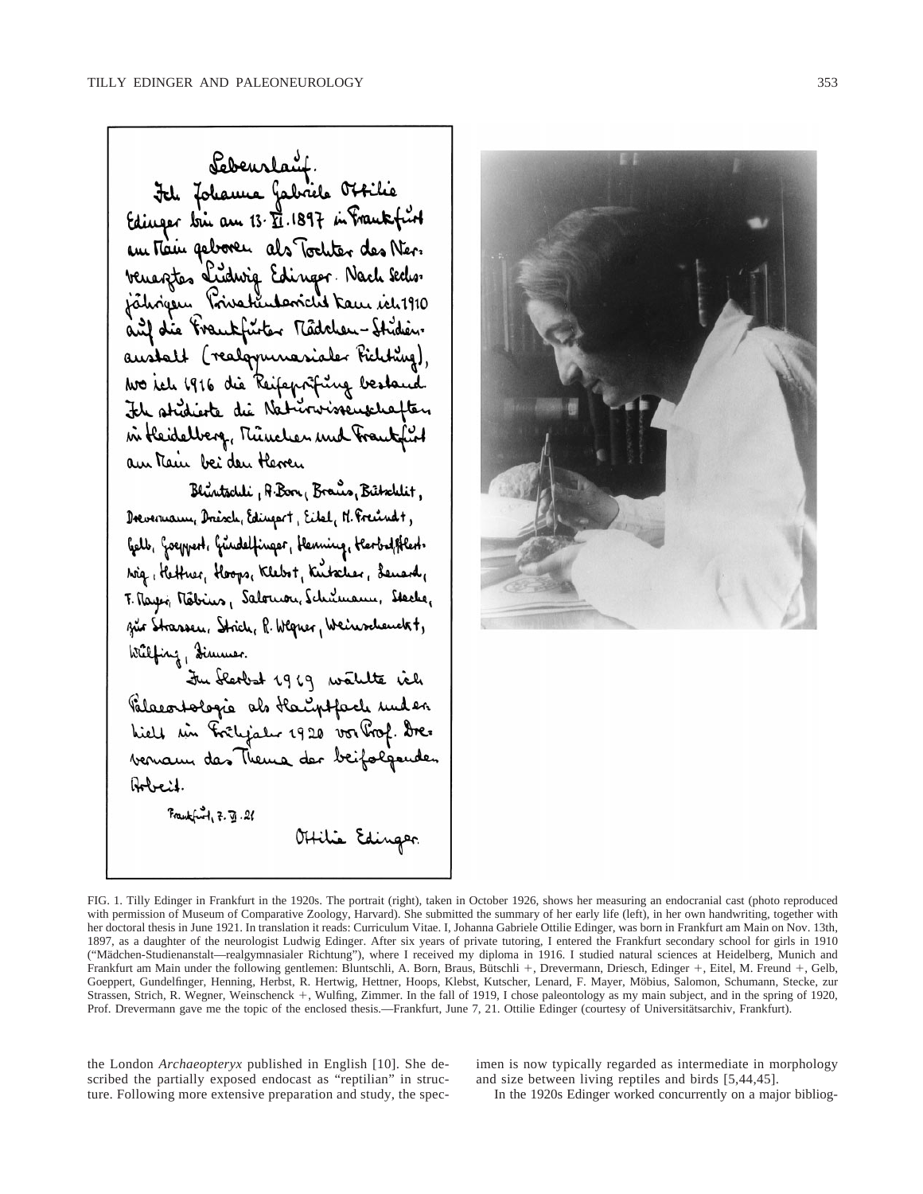FIG. 1. Tilly Edinger in Frankfurt in the 1920s. The portrait (right), taken in October 1926, shows her measuring an endocranial cast (photo reproduced with permission of Museum of Comparative Zoology, Harvard). She submitted the summary of her early life (left), in her own handwriting, together with her doctoral thesis in June 1921. In translation it reads: Curriculum Vitae. I, Johanna Gabriele Ottilie Edinger, was born in Frankfurt am Main on Nov. 13th, 1897, as a daughter of the neurologist Ludwig Edinger. After six years of private tutoring, I entered the Frankfurt secondary school for girls in 1910 ("Mädchen-Studienanstalt—realgymnasialer Richtung"), where I received my diploma in 1916. I studied natural sciences at Heidelberg, Munich and Frankfurt am Main under the following gentlemen: Bluntschli, A. Born, Braus, Bütschli +, Drevermann, Driesch, Edinger +, Eitel, M. Freund +, Gelb, Goeppert, Gundelfinger, Henning, Herbst, R. Hertwig, Hettner, Hoops, Klebst, Kutscher, Lenard, F. Mayer, Möbius, Salomon, Schumann, Stecke, zur Strassen, Strich, R. Wegner, Weinschenck +, Wulfing, Zimmer. In the fall of 1919, I chose paleontology as my main subject, and in the spring of 1920, Prof. Drevermann gave me the topic of the enclosed thesis.—Frankfurt, June 7, 21. Ottilie Edinger (courtesy of Universitätsarchiv, Frankfurt).

the London *Archaeopteryx* published in English [10]. She described the partially exposed endocast as "reptilian" in structure. Following more extensive preparation and study, the specimen is now typically regarded as intermediate in morphology and size between living reptiles and birds [5,44,45].

In the 1920s Edinger worked concurrently on a major bibliog-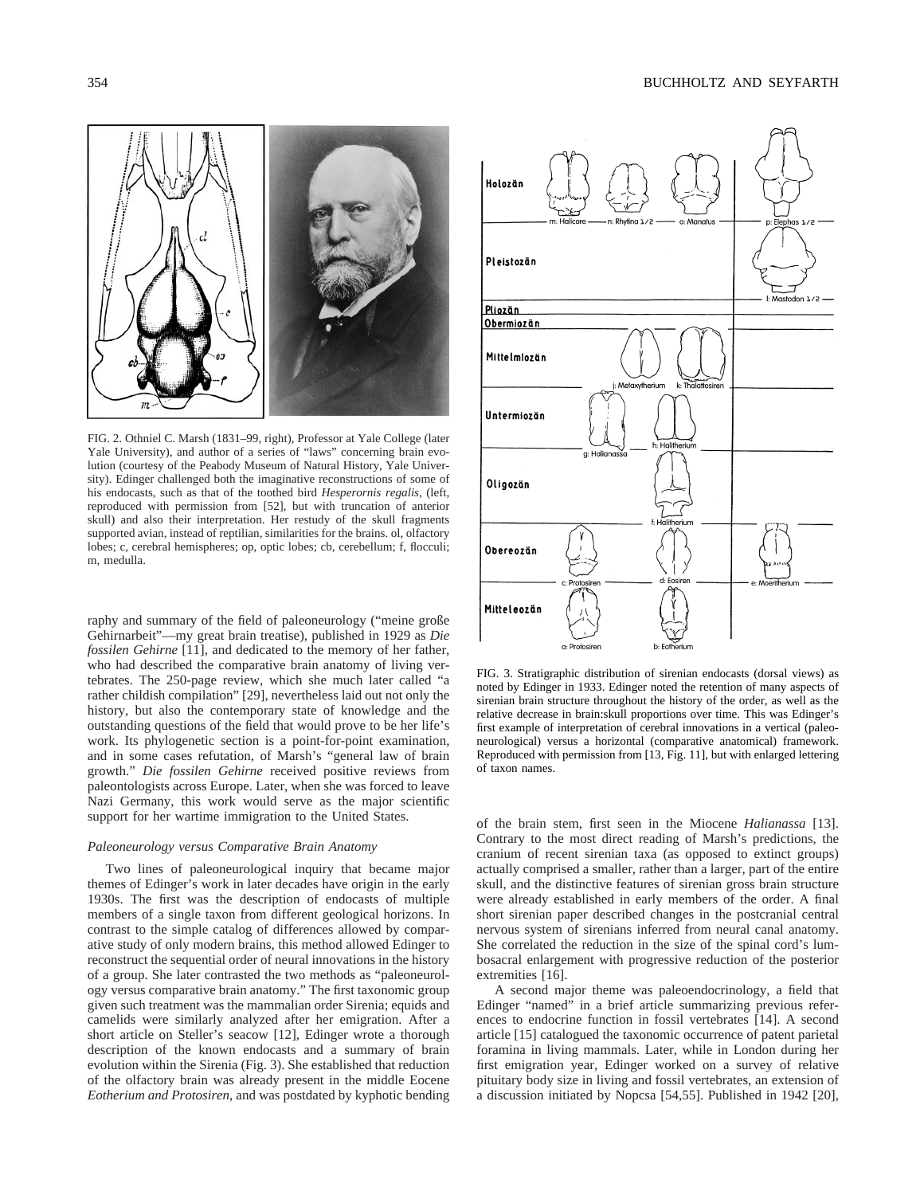FIG. 2. Othniel C. Marsh (1831–99, right), Professor at Yale College (later Yale University), and author of a series of "laws" concerning brain evolution (courtesy of the Peabody Museum of Natural History, Yale University). Edinger challenged both the imaginative reconstructions of some of his endocasts, such as that of the toothed bird *Hesperornis regalis*, (left, reproduced with permission from [52], but with truncation of anterior skull) and also their interpretation. Her restudy of the skull fragments supported avian, instead of reptilian, similarities for the brains. ol, olfactory lobes; c, cerebral hemispheres; op, optic lobes; cb, cerebellum; f, flocculi; m, medulla.

raphy and summary of the field of paleoneurology ("meine große Gehirnarbeit"—my great brain treatise), published in 1929 as *Die fossilen Gehirne* [11], and dedicated to the memory of her father, who had described the comparative brain anatomy of living vertebrates. The 250-page review, which she much later called "a rather childish compilation" [29], nevertheless laid out not only the history, but also the contemporary state of knowledge and the outstanding questions of the field that would prove to be her life's work. Its phylogenetic section is a point-for-point examination, and in some cases refutation, of Marsh's "general law of brain growth." *Die fossilen Gehirne* received positive reviews from paleontologists across Europe. Later, when she was forced to leave Nazi Germany, this work would serve as the major scientific support for her wartime immigration to the United States.

### *Paleoneurology versus Comparative Brain Anatomy*

Two lines of paleoneurological inquiry that became major themes of Edinger's work in later decades have origin in the early 1930s. The first was the description of endocasts of multiple members of a single taxon from different geological horizons. In contrast to the simple catalog of differences allowed by comparative study of only modern brains, this method allowed Edinger to reconstruct the sequential order of neural innovations in the history of a group. She later contrasted the two methods as "paleoneurology versus comparative brain anatomy." The first taxonomic group given such treatment was the mammalian order Sirenia; equids and camelids were similarly analyzed after her emigration. After a short article on Steller's seacow [12], Edinger wrote a thorough description of the known endocasts and a summary of brain evolution within the Sirenia (Fig. 3). She established that reduction of the olfactory brain was already present in the middle Eocene *Eotherium and Protosiren*, and was postdated by kyphotic bending

FIG. 3. Stratigraphic distribution of sirenian endocasts (dorsal views) as noted by Edinger in 1933. Edinger noted the retention of many aspects of sirenian brain structure throughout the history of the order, as well as the relative decrease in brain:skull proportions over time. This was Edinger's first example of interpretation of cerebral innovations in a vertical (paleoneurological) versus a horizontal (comparative anatomical) framework. Reproduced with permission from [13, Fig. 11], but with enlarged lettering of taxon names.

of the brain stem, first seen in the Miocene *Halianassa* [13]. Contrary to the most direct reading of Marsh's predictions, the cranium of recent sirenian taxa (as opposed to extinct groups) actually comprised a smaller, rather than a larger, part of the entire skull, and the distinctive features of sirenian gross brain structure were already established in early members of the order. A final short sirenian paper described changes in the postcranial central nervous system of sirenians inferred from neural canal anatomy. She correlated the reduction in the size of the spinal cord's lumbosacral enlargement with progressive reduction of the posterior extremities [16].

A second major theme was paleoendocrinology, a field that Edinger "named" in a brief article summarizing previous references to endocrine function in fossil vertebrates [14]. A second article [15] catalogued the taxonomic occurrence of patent parietal foramina in living mammals. Later, while in London during her first emigration year, Edinger worked on a survey of relative pituitary body size in living and fossil vertebrates, an extension of a discussion initiated by Nopcsa [54,55]. Published in 1942 [20],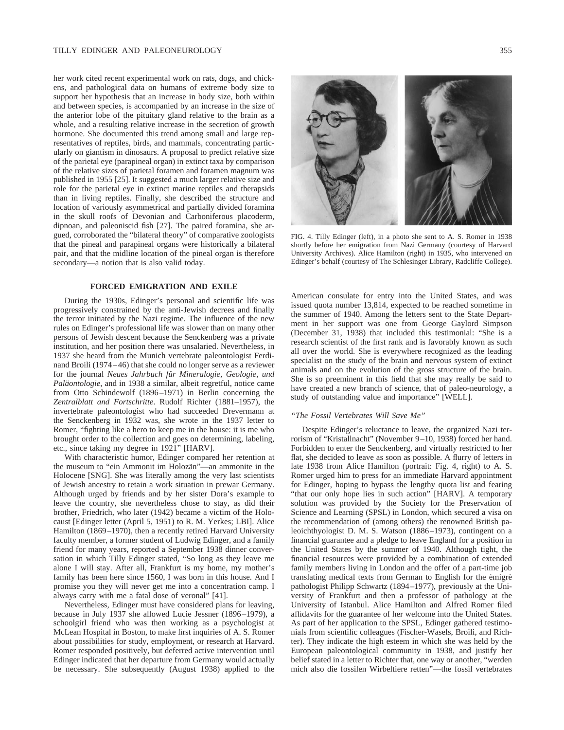her work cited recent experimental work on rats, dogs, and chickens, and pathological data on humans of extreme body size to support her hypothesis that an increase in body size, both within and between species, is accompanied by an increase in the size of the anterior lobe of the pituitary gland relative to the brain as a whole, and a resulting relative increase in the secretion of growth hormone. She documented this trend among small and large representatives of reptiles, birds, and mammals, concentrating particularly on giantism in dinosaurs. A proposal to predict relative size of the parietal eye (parapineal organ) in extinct taxa by comparison of the relative sizes of parietal foramen and foramen magnum was published in 1955 [25]. It suggested a much larger relative size and role for the parietal eye in extinct marine reptiles and therapsids than in living reptiles. Finally, she described the structure and location of variously asymmetrical and partially divided foramina in the skull roofs of Devonian and Carboniferous placoderm, dipnoan, and paleoniscid fish [27]. The paired foramina, she argued, corroborated the "bilateral theory" of comparative zoologists that the pineal and parapineal organs were historically a bilateral pair, and that the midline location of the pineal organ is therefore secondary—a notion that is also valid today.

FIG. 4. Tilly Edinger (left), in a photo she sent to A. S. Romer in 1938 shortly before her emigration from Nazi Germany (courtesy of Harvard University Archives). Alice Hamilton (right) in 1935, who intervened on Edinger's behalf (courtesy of The Schlesinger Library, Radcliffe College).

## FORCED EMIGRATION AND EXILE

During the 1930s, Edinger's personal and scientific life was progressively constrained by the anti-Jewish decrees and finally the terror initiated by the Nazi regime. The influence of the new rules on Edinger's professional life was slower than on many other persons of Jewish descent because the Senckenberg was a private institution, and her position there was unsalaried. Nevertheless, in 1937 she heard from the Munich vertebrate paleontologist Ferdinand Broili (1974–46) that she could no longer serve as a reviewer for the journal *Neues Jahrbuch für Mineralogie, Geologie, und Paläontologie*, and in 1938 a similar, albeit regretful, notice came from Otto Schindewolf (1896–1971) in Berlin concerning the *Zentralblatt and Fortschritte*. Rudolf Richter (1881–1957), the invertebrate paleontologist who had succeeded Drevermann at the Senckenberg in 1932 was, she wrote in the 1937 letter to Romer, "fighting like a hero to keep me in the house: it is me who brought order to the collection and goes on determining, labeling, etc., since taking my degree in 1921" [HARV].

With characteristic humor, Edinger compared her retention at the museum to "ein Ammonit im Holozän"—an ammonite in the Holocene [SNG]. She was literally among the very last scientists of Jewish ancestry to retain a work situation in prewar Germany. Although urged by friends and by her sister Dora's example to leave the country, she nevertheless chose to stay, as did their brother, Friedrich, who later (1942) became a victim of the Holocaust [Edinger letter (April 5, 1951) to R. M. Yerkes; LBI]. Alice Hamilton (1869–1970), then a recently retired Harvard University faculty member, a former student of Ludwig Edinger, and a family friend for many years, reported a September 1938 dinner conversation in which Tilly Edinger stated, "So long as they leave me alone I will stay. After all, Frankfurt is my home, my mother's family has been here since 1560, I was born in this house. And I promise you they will never get me into a concentration camp. I always carry with me a fatal dose of veronal" [41].

Nevertheless, Edinger must have considered plans for leaving, because in July 1937 she allowed Lucie Jessner (1896–1979), a schoolgirl friend who was then working as a psychologist at McLean Hospital in Boston, to make first inquiries of A. S. Romer about possibilities for study, employment, or research at Harvard. Romer responded positively, but deferred active intervention until Edinger indicated that her departure from Germany would actually be necessary. She subsequently (August 1938) applied to the American consulate for entry into the United States, and was issued quota number 13,814, expected to be reached sometime in the summer of 1940. Among the letters sent to the State Department in her support was one from George Gaylord Simpson (December 31, 1938) that included this testimonial: "She is a research scientist of the first rank and is favorably known as such all over the world. She is everywhere recognized as the leading specialist on the study of the brain and nervous system of extinct animals and on the evolution of the gross structure of the brain. She is so preeminent in this field that she may really be said to have created a new branch of science, that of paleo-neurology, a study of outstanding value and importance" [WELL].

### *"The Fossil Vertebrates Will Save Me"*

Despite Edinger's reluctance to leave, the organized Nazi terrorism of "Kristallnacht" (November 9–10, 1938) forced her hand. Forbidden to enter the Senckenberg, and virtually restricted to her flat, she decided to leave as soon as possible. A flurry of letters in late 1938 from Alice Hamilton (portrait: Fig. 4, right) to A. S. Romer urged him to press for an immediate Harvard appointment for Edinger, hoping to bypass the lengthy quota list and fearing "that our only hope lies in such action" [HARV]. A temporary solution was provided by the Society for the Preservation of Science and Learning (SPSL) in London, which secured a visa on the recommendation of (among others) the renowned British paleoichthyologist D. M. S. Watson (1886–1973), contingent on a financial guarantee and a pledge to leave England for a position in the United States by the summer of 1940. Although tight, the financial resources were provided by a combination of extended family members living in London and the offer of a part-time job translating medical texts from German to English for the émigré pathologist Philipp Schwartz (1894–1977), previously at the University of Frankfurt and then a professor of pathology at the University of Istanbul. Alice Hamilton and Alfred Romer filed affidavits for the guarantee of her welcome into the United States. As part of her application to the SPSL, Edinger gathered testimonials from scientific colleagues (Fischer-Wasels, Broili, and Richter). They indicate the high esteem in which she was held by the European paleontological community in 1938, and justify her belief stated in a letter to Richter that, one way or another, "werden mich also die fossilen Wirbeltiere retten"—the fossil vertebrates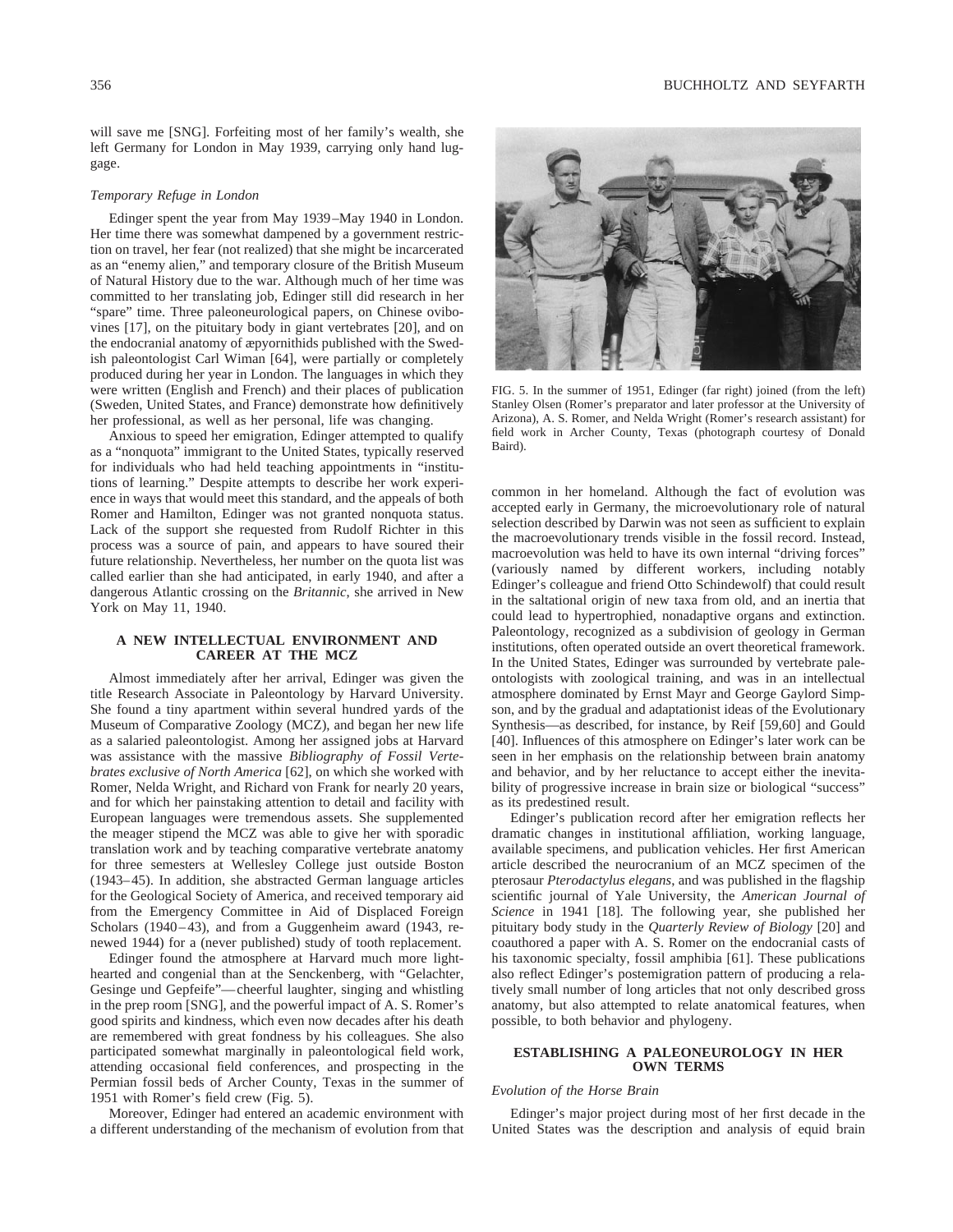will save me [SNG]. Forfeiting most of her family's wealth, she left Germany for London in May 1939, carrying only hand luggage.

### *Temporary Refuge in London*

Edinger spent the year from May 1939–May 1940 in London. Her time there was somewhat dampened by a government restriction on travel, her fear (not realized) that she might be incarcerated as an "enemy alien," and temporary closure of the British Museum of Natural History due to the war. Although much of her time was committed to her translating job, Edinger still did research in her "spare" time. Three paleoneurological papers, on Chinese ovibovines [17], on the pituitary body in giant vertebrates [20], and on the endocranial anatomy of æpyornithids published with the Swedish paleontologist Carl Wiman [64], were partially or completely produced during her year in London. The languages in which they were written (English and French) and their places of publication (Sweden, United States, and France) demonstrate how definitively her professional, as well as her personal, life was changing.

Anxious to speed her emigration, Edinger attempted to qualify as a "nonquota" immigrant to the United States, typically reserved for individuals who had held teaching appointments in "institutions of learning." Despite attempts to describe her work experience in ways that would meet this standard, and the appeals of both Romer and Hamilton, Edinger was not granted nonquota status. Lack of the support she requested from Rudolf Richter in this process was a source of pain, and appears to have soured their future relationship. Nevertheless, her number on the quota list was called earlier than she had anticipated, in early 1940, and after a dangerous Atlantic crossing on the *Britannic*, she arrived in New York on May 11, 1940.

## A NEW INTELLECTUAL ENVIRONMENT AND CAREER AT THE MCZ

Almost immediately after her arrival, Edinger was given the title Research Associate in Paleontology by Harvard University. She found a tiny apartment within several hundred yards of the Museum of Comparative Zoology (MCZ), and began her new life as a salaried paleontologist. Among her assigned jobs at Harvard was assistance with the massive *Bibliography of Fossil Vertebrates exclusive of North America* [62], on which she worked with Romer, Nelda Wright, and Richard von Frank for nearly 20 years, and for which her painstaking attention to detail and facility with European languages were tremendous assets. She supplemented the meager stipend the MCZ was able to give her with sporadic translation work and by teaching comparative vertebrate anatomy for three semesters at Wellesley College just outside Boston (1943–45). In addition, she abstracted German language articles for the Geological Society of America, and received temporary aid from the Emergency Committee in Aid of Displaced Foreign Scholars (1940–43), and from a Guggenheim award (1943, renewed 1944) for a (never published) study of tooth replacement.

Edinger found the atmosphere at Harvard much more lighthearted and congenial than at the Senckenberg, with "Gelachter, Gesinge und Gepfeife"—cheerful laughter, singing and whistling in the prep room [SNG], and the powerful impact of A. S. Romer's good spirits and kindness, which even now decades after his death are remembered with great fondness by his colleagues. She also participated somewhat marginally in paleontological field work, attending occasional field conferences, and prospecting in the Permian fossil beds of Archer County, Texas in the summer of 1951 with Romer's field crew (Fig. 5).

FIG. 5. In the summer of 1951, Edinger (far right) joined (from the left) Stanley Olsen (Romer's preparator and later professor at the University of Arizona), A. S. Romer, and Nelda Wright (Romer's research assistant) for field work in Archer County, Texas (photograph courtesy of Donald Baird).

Moreover, Edinger had entered an academic environment with a different understanding of the mechanism of evolution from that common in her homeland. Although the fact of evolution was accepted early in Germany, the microevolutionary role of natural selection described by Darwin was not seen as sufficient to explain the macroevolutionary trends visible in the fossil record. Instead, macroevolution was held to have its own internal "driving forces" (variously named by different workers, including notably Edinger's colleague and friend Otto Schindewolf) that could result in the saltational origin of new taxa from old, and an inertia that could lead to hypertrophied, nonadaptive organs and extinction. Paleontology, recognized as a subdivision of geology in German institutions, often operated outside an overt theoretical framework. In the United States, Edinger was surrounded by vertebrate paleontologists with zoological training, and was in an intellectual atmosphere dominated by Ernst Mayr and George Gaylord Simpson, and by the gradual and adaptationist ideas of the Evolutionary Synthesis—as described, for instance, by Reif [59,60] and Gould [40]. Influences of this atmosphere on Edinger's later work can be seen in her emphasis on the relationship between brain anatomy and behavior, and by her reluctance to accept either the inevitability of progressive increase in brain size or biological "success" as its predestined result.

Edinger's publication record after her emigration reflects her dramatic changes in institutional affiliation, working language, available specimens, and publication vehicles. Her first American article described the neurocranium of an MCZ specimen of the pterosaur *Pterodactylus elegans*, and was published in the flagship scientific journal of Yale University, the *American Journal of Science* in 1941 [18]. The following year, she published her pituitary body study in the *Quarterly Review of Biology* [20] and coauthored a paper with A. S. Romer on the endocranial casts of his taxonomic specialty, fossil amphibia [61]. These publications also reflect Edinger's postemigration pattern of producing a relatively small number of long articles that not only described gross anatomy, but also attempted to relate anatomical features, when possible, to both behavior and phylogeny.

## ESTABLISHING A PALEONEUROLOGY IN HER OWN TERMS

### *Evolution of the Horse Brain*

Edinger's major project during most of her first decade in the United States was the description and analysis of equid brain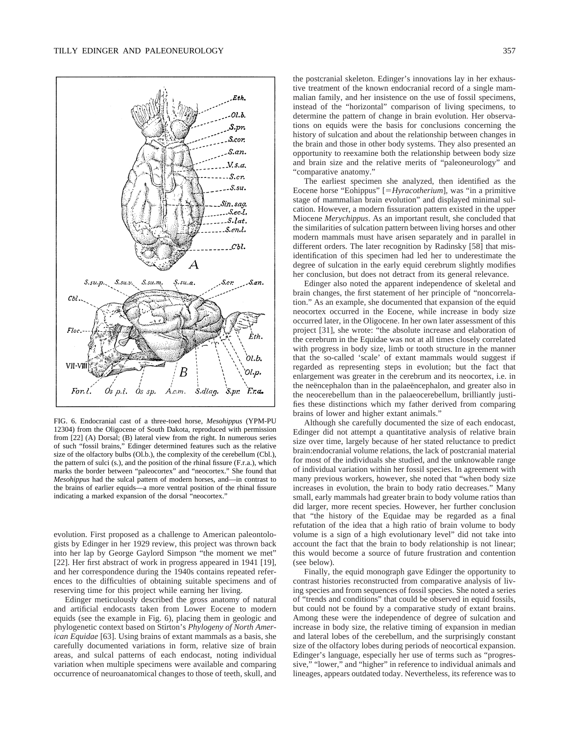FIG. 6. Endocranial cast of a three-toed horse, *Mesohippus* (YPM-PU 12304) from the Oligocene of South Dakota, reproduced with permission from [22] (A) Dorsal; (B) lateral view from the right. In numerous series of such "fossil brains," Edinger determined features such as the relative size of the olfactory bulbs (Ol.b.), the complexity of the cerebellum (Cbl.), the pattern of sulci (s.), and the position of the rhinal fissure (F.r.a.), which marks the border between "paleocortex" and "neocortex." She found that *Mesohippus* had the sulcal pattern of modern horses, and—in contrast to the brains of earlier equids—a more ventral position of the rhinal fissure indicating a marked expansion of the dorsal "neocortex."

evolution. First proposed as a challenge to American paleontologists by Edinger in her 1929 review, this project was thrown back into her lap by George Gaylord Simpson "the moment we met" [22]. Her first abstract of work in progress appeared in 1941 [19], and her correspondence during the 1940s contains repeated references to the difficulties of obtaining suitable specimens and of reserving time for this project while earning her living.

Edinger meticulously described the gross anatomy of natural and artificial endocasts taken from Lower Eocene to modern equids (see the example in Fig. 6), placing them in geologic and phylogenetic context based on Stirton's *Phylogeny of North American Equidae* [63]. Using brains of extant mammals as a basis, she carefully documented variations in form, relative size of brain areas, and sulcal patterns of each endocast, noting individual variation when multiple specimens were available and comparing occurrence of neuroanatomical changes to those of teeth, skull, and the postcranial skeleton. Edinger's innovations lay in her exhaustive treatment of the known endocranial record of a single mammalian family, and her insistence on the use of fossil specimens, instead of the "horizontal" comparison of living specimens, to determine the pattern of change in brain evolution. Her observations on equids were the basis for conclusions concerning the history of sulcation and about the relationship between changes in the brain and those in other body systems. They also presented an opportunity to reexamine both the relationship between body size and brain size and the relative merits of "paleoneurology" and "comparative anatomy."

The earliest specimen she analyzed, then identified as the Eocene horse "Eohippus" [=*Hyracotherium*], was "in a primitive stage of mammalian brain evolution" and displayed minimal sulcation. However, a modern fissuration pattern existed in the upper Miocene *Merychippus*. As an important result, she concluded that the similarities of sulcation pattern between living horses and other modern mammals must have arisen separately and in parallel in different orders. The later recognition by Radinsky [58] that misidentification of this specimen had led her to underestimate the degree of sulcation in the early equid cerebrum slightly modifies her conclusion, but does not detract from its general relevance.

Edinger also noted the apparent independence of skeletal and brain changes, the first statement of her principle of "noncorrelation." As an example, she documented that expansion of the equid neocortex occurred in the Eocene, while increase in body size occurred later, in the Oligocene. In her own later assessment of this project [31], she wrote: "the absolute increase and elaboration of the cerebrum in the Equidae was not at all times closely correlated with progress in body size, limb or tooth structure in the manner that the so-called 'scale' of extant mammals would suggest if regarded as representing steps in evolution; but the fact that enlargement was greater in the cerebrum and its neocortex, i.e. in the neëncephalon than in the palaeëncephalon, and greater also in the neocerebellum than in the palaeocerebellum, brilliantly justifies these distinctions which my father derived from comparing brains of lower and higher extant animals."

Although she carefully documented the size of each endocast, Edinger did not attempt a quantitative analysis of relative brain size over time, largely because of her stated reluctance to predict brain:endocranial volume relations, the lack of postcranial material for most of the individuals she studied, and the unknowable range of individual variation within her fossil species. In agreement with many previous workers, however, she noted that "when body size increases in evolution, the brain to body ratio decreases." Many small, early mammals had greater brain to body volume ratios than did larger, more recent species. However, her further conclusion that "the history of the Equidae may be regarded as a final refutation of the idea that a high ratio of brain volume to body volume is a sign of a high evolutionary level" did not take into account the fact that the brain to body relationship is not linear; this would become a source of future frustration and contention (see below).

Finally, the equid monograph gave Edinger the opportunity to contrast histories reconstructed from comparative analysis of living species and from sequences of fossil species. She noted a series of "trends and conditions" that could be observed in equid fossils, but could not be found by a comparative study of extant brains. Among these were the independence of degree of sulcation and increase in body size, the relative timing of expansion in median and lateral lobes of the cerebellum, and the surprisingly constant size of the olfactory lobes during periods of neocortical expansion. Edinger's language, especially her use of terms such as "progressive," "lower," and "higher" in reference to individual animals and lineages, appears outdated today. Nevertheless, its reference was to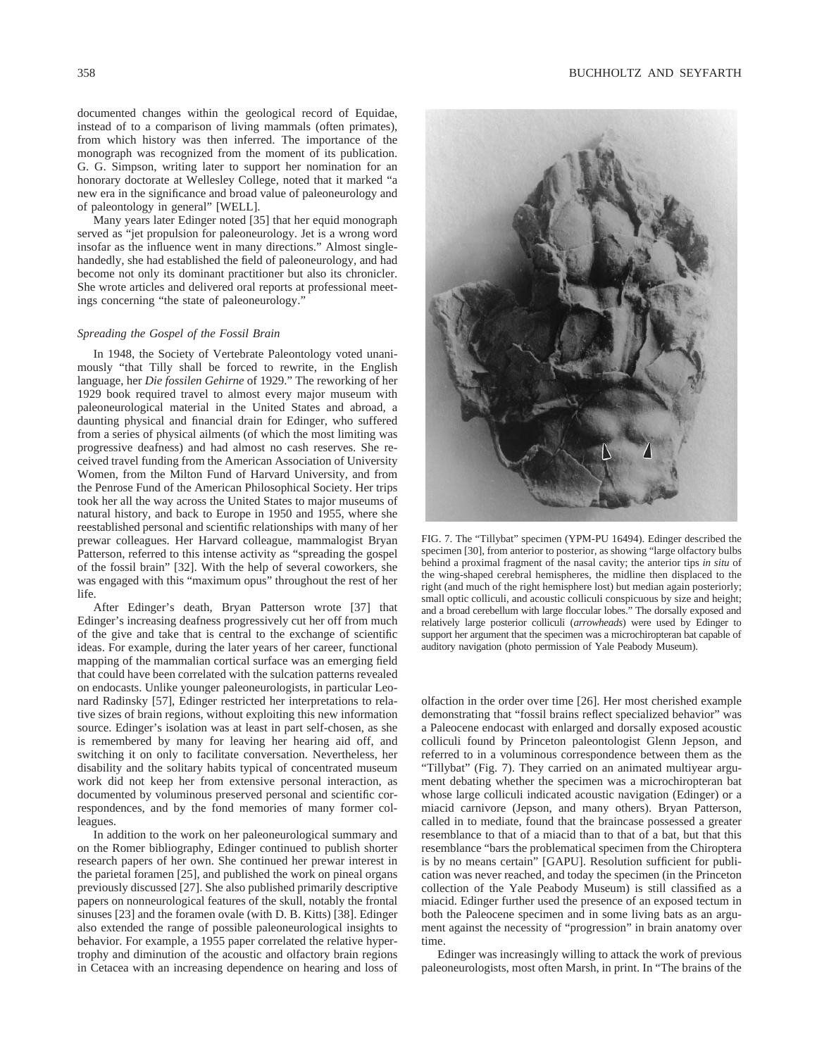documented changes within the geological record of Equidae, instead of to a comparison of living mammals (often primates), from which history was then inferred. The importance of the monograph was recognized from the moment of its publication. G. G. Simpson, writing later to support her nomination for an honorary doctorate at Wellesley College, noted that it marked "a new era in the significance and broad value of paleoneurology and of paleontology in general" [WELL].

Many years later Edinger noted [35] that her equid monograph served as "jet propulsion for paleoneurology. Jet is a wrong word insofar as the influence went in many directions." Almost single-handedly, she had established the field of paleoneurology, and had become not only its dominant practitioner but also its chronicler. She wrote articles and delivered oral reports at professional meetings concerning "the state of paleoneurology."

### *Spreading the Gospel of the Fossil Brain*

In 1948, the Society of Vertebrate Paleontology voted unanimously "that Tilly shall be forced to rewrite, in the English language, her *Die fossilen Gehirne* of 1929." The reworking of her 1929 book required travel to almost every major museum with paleoneurological material in the United States and abroad, a daunting physical and financial drain for Edinger, who suffered from a series of physical ailments (of which the most limiting was progressive deafness) and had almost no cash reserves. She received travel funding from the American Association of University Women, from the Milton Fund of Harvard University, and from the Penrose Fund of the American Philosophical Society. Her trips took her all the way across the United States to major museums of natural history, and back to Europe in 1950 and 1955, where she reestablished personal and scientific relationships with many of her prewar colleagues. Her Harvard colleague, mammalogist Bryan Patterson, referred to this intense activity as "spreading the gospel of the fossil brain" [32]. With the help of several coworkers, she was engaged with this "maximum opus" throughout the rest of her life.

After Edinger's death, Bryan Patterson wrote [37] that Edinger's increasing deafness progressively cut her off from much of the give and take that is central to the exchange of scientific ideas. For example, during the later years of her career, functional mapping of the mammalian cortical surface was an emerging field that could have been correlated with the sulcation patterns revealed on endocasts. Unlike younger paleoneurologists, in particular Leonard Radinsky [57], Edinger restricted her interpretations to relative sizes of brain regions, without exploiting this new information source. Edinger's isolation was at least in part self-chosen, as she is remembered by many for leaving her hearing aid off, and switching it on only to facilitate conversation. Nevertheless, her disability and the solitary habits typical of concentrated museum work did not keep her from extensive personal interaction, as documented by voluminous preserved personal and scientific correspondences, and by the fond memories of many former colleagues.

In addition to the work on her paleoneurological summary and on the Romer bibliography, Edinger continued to publish shorter research papers of her own. She continued her prewar interest in the parietal foramen [25], and published the work on pineal organs previously discussed [27]. She also published primarily descriptive papers on nonneurological features of the skull, notably the frontal sinuses [23] and the foramen ovale (with D. B. Kitts) [38]. Edinger also extended the range of possible paleoneurological insights to behavior. For example, a 1955 paper correlated the relative hypertrophy and diminution of the acoustic and olfactory brain regions in Cetacea with an increasing dependence on hearing and loss of olfaction in the order over time [26]. Her most cherished example demonstrating that "fossil brains reflect specialized behavior" was a Paleocene endocast with enlarged and dorsally exposed acoustic colliculi found by Princeton paleontologist Glenn Jepson, and referred to in a voluminous correspondence between them as the "Tillybat" (Fig. 7). They carried on an animated multiyear argument debating whether the specimen was a microchiropteran bat whose large colliculi indicated acoustic navigation (Edinger) or a miacid carnivore (Jepson, and many others). Bryan Patterson, called in to mediate, found that the braincase possessed a greater resemblance to that of a miacid than to that of a bat, but that this resemblance "bars the problematical specimen from the Chiroptera is by no means certain" [GAPU]. Resolution sufficient for publication was never reached, and today the specimen (in the Princeton collection of the Yale Peabody Museum) is still classified as a miacid. Edinger further used the presence of an exposed tectum in both the Paleocene specimen and in some living bats as an argument against the necessity of "progression" in brain anatomy over time.

FIG. 7. The "Tillybat" specimen (YPM-PU 16494). Edinger described the specimen [30], from anterior to posterior, as showing "large olfactory bulbs behind a proximal fragment of the nasal cavity; the anterior tips *in situ* of the wing-shaped cerebral hemispheres, the midline then displaced to the right (and much of the right hemisphere lost) but median again posteriorly; small optic colliculi, and acoustic colliculi conspicuous by size and height; and a broad cerebellum with large floccular lobes." The dorsally exposed and relatively large posterior colliculi (*arrowheads*) were used by Edinger to support her argument that the specimen was a microchiropteran bat capable of auditory navigation (photo permission of Yale Peabody Museum).

Edinger was increasingly willing to attack the work of previous paleoneurologists, most often Marsh, in print. In "The brains of the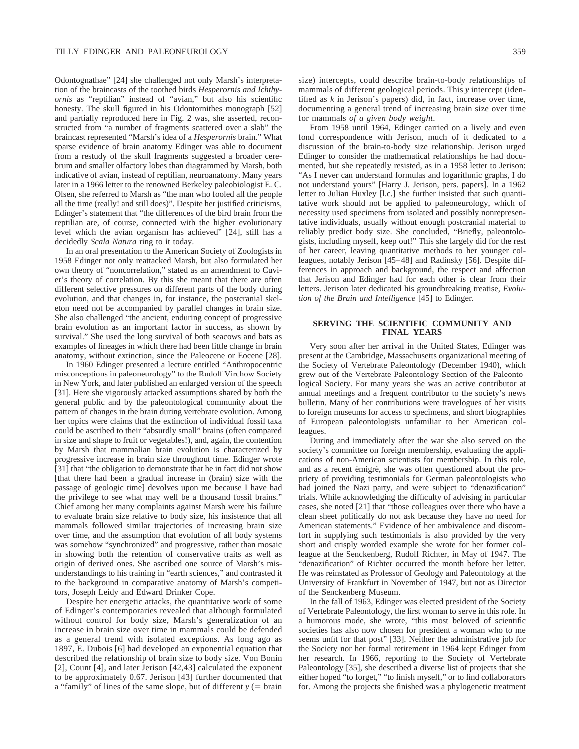Odontognathae" [24] she challenged not only Marsh's interpretation of the braincasts of the toothed birds *Hesperornis and Ichthyornis* as "reptilian" instead of "avian," but also his scientific honesty. The skull figured in his Odontornithes monograph [52] and partially reproduced here in Fig. 2 was, she asserted, reconstructed from "a number of fragments scattered over a slab" the braincast represented "Marsh's idea of a *Hesperornis* brain." What sparse evidence of brain anatomy Edinger was able to document from a restudy of the skull fragments suggested a broader cerebrum and smaller olfactory lobes than diagrammed by Marsh, both indicative of avian, instead of reptilian, neuroanatomy. Many years later in a 1966 letter to the renowned Berkeley paleobiologist E. C. Olsen, she referred to Marsh as "the man who fooled all the people all the time (really! and still does)". Despite her justified criticisms, Edinger's statement that "the differences of the bird brain from the reptilian are, of course, connected with the higher evolutionary level which the avian organism has achieved" [24], still has a decidedly *Scala Natura* ring to it today.

In an oral presentation to the American Society of Zoologists in 1958 Edinger not only reattacked Marsh, but also formulated her own theory of "noncorrelation," stated as an amendment to Cuvier's theory of correlation. By this she meant that there are often different selective pressures on different parts of the body during evolution, and that changes in, for instance, the postcranial skeleton need not be accompanied by parallel changes in brain size. She also challenged "the ancient, enduring concept of progressive brain evolution as an important factor in success, as shown by survival." She used the long survival of both seacows and bats as examples of lineages in which there had been little change in brain anatomy, without extinction, since the Paleocene or Eocene [28].

In 1960 Edinger presented a lecture entitled "Anthropocentric misconceptions in paleoneurology" to the Rudolf Virchow Society in New York, and later published an enlarged version of the speech [31]. Here she vigorously attacked assumptions shared by both the general public and by the paleontological community about the pattern of changes in the brain during vertebrate evolution. Among her topics were claims that the extinction of individual fossil taxa could be ascribed to their "absurdly small" brains (often compared in size and shape to fruit or vegetables!), and, again, the contention by Marsh that mammalian brain evolution is characterized by progressive increase in brain size throughout time. Edinger wrote [31] that "the obligation to demonstrate that he in fact did not show [that there had been a gradual increase in (brain) size with the passage of geologic time] devolves upon me because I have had the privilege to see what may well be a thousand fossil brains." Chief among her many complaints against Marsh were his failure to evaluate brain size relative to body size, his insistence that all mammals followed similar trajectories of increasing brain size over time, and the assumption that evolution of all body systems was somehow "synchronized" and progressive, rather than mosaic in showing both the retention of conservative traits as well as origin of derived ones. She ascribed one source of Marsh's misunderstandings to his training in "earth sciences," and contrasted it to the background in comparative anatomy of Marsh's competitors, Joseph Leidy and Edward Drinker Cope.

Despite her energetic attacks, the quantitative work of some of Edinger's contemporaries revealed that although formulated without control for body size, Marsh's generalization of an increase in brain size over time in mammals could be defended as a general trend with isolated exceptions. As long ago as 1897, E. Dubois [6] had developed an exponential equation that described the relationship of brain size to body size. Von Bonin [2], Count [4], and later Jerison [42,43] calculated the exponent to be approximately 0.67. Jerison [43] further documented that a "family" of lines of the same slope, but of different $y$ (= brain size) intercepts, could describe brain-to-body relationships of mammals of different geological periods. This $y$ intercept (identified as $k$ in Jerison's papers) did, in fact, increase over time, documenting a general trend of increasing brain size over time for mammals *of a given body weight*.

From 1958 until 1964, Edinger carried on a lively and even fond correspondence with Jerison, much of it dedicated to a discussion of the brain-to-body size relationship. Jerison urged Edinger to consider the mathematical relationships he had documented, but she repeatedly resisted, as in a 1958 letter to Jerison: "As I never can understand formulas and logarithmic graphs, I do not understand yours" [Harry J. Jerison, pers. papers]. In a 1962 letter to Julian Huxley [l.c.] she further insisted that such quantitative work should not be applied to paleoneurology, which of necessity used specimens from isolated and possibly nonrepresentative individuals, usually without enough postcranial material to reliably predict body size. She concluded, "Briefly, paleontologists, including myself, keep out!" This she largely did for the rest of her career, leaving quantitative methods to her younger colleagues, notably Jerison [45–48] and Radinsky [56]. Despite differences in approach and background, the respect and affection that Jerison and Edinger had for each other is clear from their letters. Jerison later dedicated his groundbreaking treatise, *Evolution of the Brain and Intelligence* [45] to Edinger.

## SERVING THE SCIENTIFIC COMMUNITY AND FINAL YEARS

Very soon after her arrival in the United States, Edinger was present at the Cambridge, Massachusetts organizational meeting of the Society of Vertebrate Paleontology (December 1940), which grew out of the Vertebrate Paleontology Section of the Paleontological Society. For many years she was an active contributor at annual meetings and a frequent contributor to the society's news bulletin. Many of her contributions were travelogues of her visits to foreign museums for access to specimens, and short biographies of European paleontologists unfamiliar to her American colleagues.

During and immediately after the war she also served on the society's committee on foreign membership, evaluating the applications of non-American scientists for membership. In this role, and as a recent émigré, she was often questioned about the propriety of providing testimonials for German paleontologists who had joined the Nazi party, and were subject to "denazification" trials. While acknowledging the difficulty of advising in particular cases, she noted [21] that "those colleagues over there who have a clean sheet politically do not ask because they have no need for American statements." Evidence of her ambivalence and discomfort in supplying such testimonials is also provided by the very short and crisply worded example she wrote for her former colleague at the Senckenberg, Rudolf Richter, in May of 1947. The "denazification" of Richter occurred the month before her letter. He was reinstated as Professor of Geology and Paleontology at the University of Frankfurt in November of 1947, but not as Director of the Senckenberg Museum.

In the fall of 1963, Edinger was elected president of the Society of Vertebrate Paleontology, the first woman to serve in this role. In a humorous mode, she wrote, "this most beloved of scientific societies has also now chosen for president a woman who to me seems unfit for that post" [33]. Neither the administrative job for the Society nor her formal retirement in 1964 kept Edinger from her research. In 1966, reporting to the Society of Vertebrate Paleontology [35], she described a diverse list of projects that she either hoped "to forget," "to finish myself," or to find collaborators for. Among the projects she finished was a phylogenetic treatment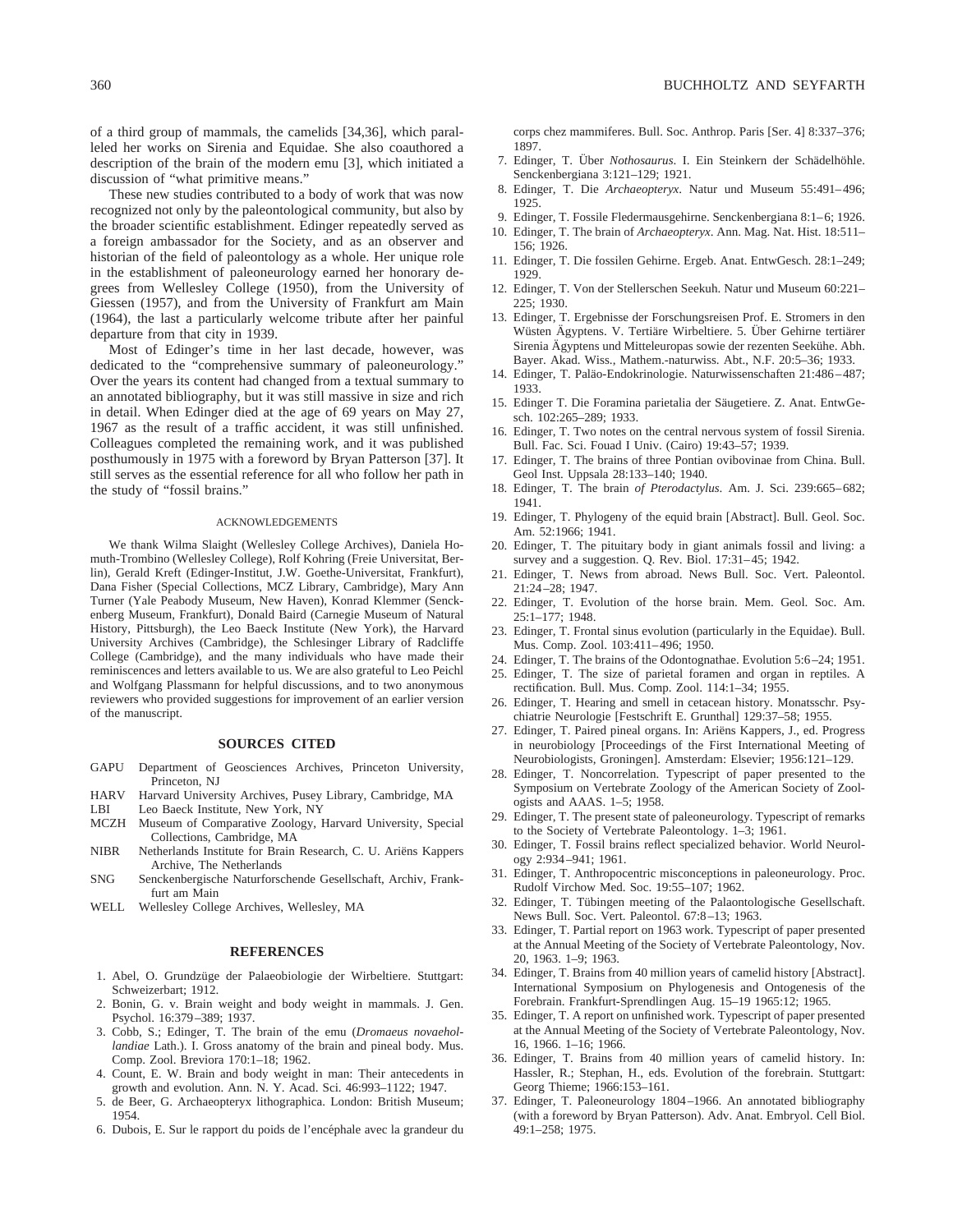of a third group of mammals, the camelids [34,36], which paralleled her works on Sirenia and Equidae. She also coauthored a description of the brain of the modern emu [3], which initiated a discussion of "what primitive means."

These new studies contributed to a body of work that was now recognized not only by the paleontological community, but also by the broader scientific establishment. Edinger repeatedly served as a foreign ambassador for the Society, and as an observer and historian of the field of paleontology as a whole. Her unique role in the establishment of paleoneurology earned her honorary degrees from Wellesley College (1950), from the University of Giessen (1957), and from the University of Frankfurt am Main (1964), the last a particularly welcome tribute after her painful departure from that city in 1939.

Most of Edinger's time in her last decade, however, was dedicated to the "comprehensive summary of paleoneurology." Over the years its content had changed from a textual summary to an annotated bibliography, but it was still massive in size and rich in detail. When Edinger died at the age of 69 years on May 27, 1967 as the result of a traffic accident, it was still unfinished. Colleagues completed the remaining work, and it was published posthumously in 1975 with a foreword by Bryan Patterson [37]. It still serves as the essential reference for all who follow her path in the study of "fossil brains."

## ACKNOWLEDGEMENTS

We thank Wilma Slaight (Wellesley College Archives), Daniela Homuth-Trombino (Wellesley College), Rolf Kohring (Freie Universitat, Berlin), Gerald Kreft (Edinger-Institut, J.W. Goethe-Universitat, Frankfurt), Dana Fisher (Special Collections, MCZ Library, Cambridge), Mary Ann Turner (Yale Peabody Museum, New Haven), Konrad Klemmer (Senckenberg Museum, Frankfurt), Donald Baird (Carnegie Museum of Natural History, Pittsburgh), the Leo Baeck Institute (New York), the Harvard University Archives (Cambridge), the Schlesinger Library of Radcliffe College (Cambridge), and the many individuals who have made their reminiscences and letters available to us. We are also grateful to Leo Peichl and Wolfgang Plassmann for helpful discussions, and to two anonymous reviewers who provided suggestions for improvement of an earlier version of the manuscript.

## SOURCES CITED

- GAPU Department of Geosciences Archives, Princeton University, Princeton, NJ
- HARV Harvard University Archives, Pusey Library, Cambridge, MA
- LBI Leo Baeck Institute, New York, NY
- MCZH Museum of Comparative Zoology, Harvard University, Special Collections, Cambridge, MA
- NIBR Netherlands Institute for Brain Research, C. U. Ariëns Kappers Archive, The Netherlands
- SNG Senckenbergische Naturforschende Gesellschaft, Archiv, Frankfurt am Main
- WELL Wellesley College Archives, Wellesley, MA

## REFERENCES

1. Abel, O. Grundzüge der Palaeobiologie der Wirbeltiere. Stuttgart: Schweizerbart; 1912.
2. Bonin, G. v. Brain weight and body weight in mammals. J. Gen. Psychol. 16:379–389; 1937.
3. Cobb, S.; Edinger, T. The brain of the emu (*Dromaeus novaehollandiae* Lath.). I. Gross anatomy of the brain and pineal body. Mus. Comp. Zool. Breviora 170:1–18; 1962.
4. Count, E. W. Brain and body weight in man: Their antecedents in growth and evolution. Ann. N. Y. Acad. Sci. 46:993–1122; 1947.
5. de Beer, G. Archaeopteryx lithographica. London: British Museum; 1954.
6. Dubois, E. Sur le rapport du poids de l'encéphale avec la grandeur du corps chez mammiferes. Bull. Soc. Anthrop. Paris [Ser. 4] 8:337–376; 1897.
7. Edinger, T. Über *Nothosaurus*. I. Ein Steinkern der Schädelhöhle. Senckenbergiana 3:121–129; 1921.
8. Edinger, T. Die *Archaeopteryx*. Natur und Museum 55:491–496; 1925.
9. Edinger, T. Fossile Fledermausgehirne. Senckenbergiana 8:1–6; 1926.
10. Edinger, T. The brain of *Archaeopteryx*. Ann. Mag. Nat. Hist. 18:511–156; 1926.
11. Edinger, T. Die fossilen Gehirne. Ergeb. Anat. EntwGesch. 28:1–249; 1929.
12. Edinger, T. Von der Stellerschen Seekuh. Natur und Museum 60:221–225; 1930.
13. Edinger, T. Ergebnisse der Forschungsreisen Prof. E. Stromers in den Wüsten Ägyptens. V. Tertiäre Wirbeltiere. 5. Über Gehirne tertiärer Sirenia Ägyptens und Mitteleuropas sowie der rezenten Seekühe. Abh. Bayer. Akad. Wiss., Mathem.-naturwiss. Abt., N.F. 20:5–36; 1933.
14. Edinger, T. Paläo-Endokrinologie. Naturwissenschaften 21:486–487; 1933.
15. Edinger T. Die Foramina parietalia der Säugetiere. Z. Anat. EntwGesch. 102:265–289; 1933.
16. Edinger, T. Two notes on the central nervous system of fossil Sirenia. Bull. Fac. Sci. Fouad I Univ. (Cairo) 19:43–57; 1939.
17. Edinger, T. The brains of three Pontian ovibovinae from China. Bull. Geol Inst. Uppsala 28:133–140; 1940.
18. Edinger, T. The brain *of Pterodactylus*. Am. J. Sci. 239:665–682; 1941.
19. Edinger, T. Phylogeny of the equid brain [Abstract]. Bull. Geol. Soc. Am. 52:1966; 1941.
20. Edinger, T. The pituitary body in giant animals fossil and living: a survey and a suggestion. Q. Rev. Biol. 17:31–45; 1942.
21. Edinger, T. News from abroad. News Bull. Soc. Vert. Paleontol. 21:24–28; 1947.
22. Edinger, T. Evolution of the horse brain. Mem. Geol. Soc. Am. 25:1–177; 1948.
23. Edinger, T. Frontal sinus evolution (particularly in the Equidae). Bull. Mus. Comp. Zool. 103:411–496; 1950.
24. Edinger, T. The brains of the Odontognathae. Evolution 5:6–24; 1951.
25. Edinger, T. The size of parietal foramen and organ in reptiles. A rectification. Bull. Mus. Comp. Zool. 114:1–34; 1955.
26. Edinger, T. Hearing and smell in cetacean history. Monatsschr. Psychiatrie Neurologie [Festschrift E. Grunthal] 129:37–58; 1955.
27. Edinger, T. Paired pineal organs. In: Ariëns Kappers, J., ed. Progress in neurobiology [Proceedings of the First International Meeting of Neurobiologists, Groningen]. Amsterdam: Elsevier; 1956:121–129.
28. Edinger, T. Noncorrelation. Typescript of paper presented to the Symposium on Vertebrate Zoology of the American Society of Zoologists and AAAS. 1–5; 1958.
29. Edinger, T. The present state of paleoneurology. Typescript of remarks to the Society of Vertebrate Paleontology. 1–3; 1961.
30. Edinger, T. Fossil brains reflect specialized behavior. World Neurology 2:934–941; 1961.
31. Edinger, T. Anthropocentric misconceptions in paleoneurology. Proc. Rudolf Virchow Med. Soc. 19:55–107; 1962.
32. Edinger, T. Tübingen meeting of the Palaontologische Gesellschaft. News Bull. Soc. Vert. Paleontol. 67:8–13; 1963.
33. Edinger, T. Partial report on 1963 work. Typescript of paper presented at the Annual Meeting of the Society of Vertebrate Paleontology, Nov. 20, 1963. 1–9; 1963.
34. Edinger, T. Brains from 40 million years of camelid history [Abstract]. International Symposium on Phylogenesis and Ontogenesis of the Forebrain. Frankfurt-Sprendlingen Aug. 15–19 1965:12; 1965.
35. Edinger, T. A report on unfinished work. Typescript of paper presented at the Annual Meeting of the Society of Vertebrate Paleontology, Nov. 16, 1966. 1–16; 1966.
36. Edinger, T. Brains from 40 million years of camelid history. In: Hassler, R.; Stephan, H., eds. Evolution of the forebrain. Stuttgart: Georg Thieme; 1966:153–161.
37. Edinger, T. Paleoneurology 1804–1966. An annotated bibliography (with a foreword by Bryan Patterson). Adv. Anat. Embryol. Cell Biol. 49:1–258; 1975.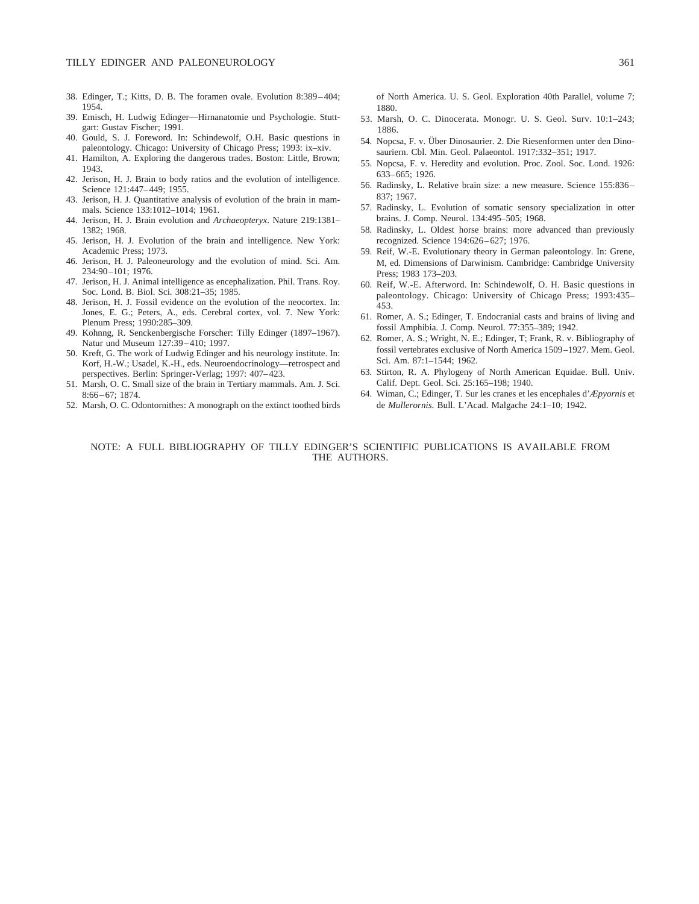38. Edinger, T.; Kitts, D. B. The foramen ovale. Evolution 8:389–404; 1954.
39. Emisch, H. Ludwig Edinger—Hirnanatomie und Psychologie. Stuttgart: Gustav Fischer; 1991.
40. Gould, S. J. Foreword. In: Schindewolf, O.H. Basic questions in paleontology. Chicago: University of Chicago Press; 1993: ix–xiv.
41. Hamilton, A. Exploring the dangerous trades. Boston: Little, Brown; 1943.
42. Jerison, H. J. Brain to body ratios and the evolution of intelligence. Science 121:447–449; 1955.
43. Jerison, H. J. Quantitative analysis of evolution of the brain in mammals. Science 133:1012–1014; 1961.
44. Jerison, H. J. Brain evolution and *Archaeopteryx*. Nature 219:1381–1382; 1968.
45. Jerison, H. J. Evolution of the brain and intelligence. New York: Academic Press; 1973.
46. Jerison, H. J. Paleoneurology and the evolution of mind. Sci. Am. 234:90–101; 1976.
47. Jerison, H. J. Animal intelligence as encephalization. Phil. Trans. Roy. Soc. Lond. B. Biol. Sci. 308:21–35; 1985.
48. Jerison, H. J. Fossil evidence on the evolution of the neocortex. In: Jones, E. G.; Peters, A., eds. Cerebral cortex, vol. 7. New York: Plenum Press; 1990:285–309.
49. Kohnng, R. Senckenbergische Forscher: Tilly Edinger (1897–1967). Natur und Museum 127:39–410; 1997.
50. Kreft, G. The work of Ludwig Edinger and his neurology institute. In: Korf, H.-W.; Usadel, K.-H., eds. Neuroendocrinology—retrospect and perspectives. Berlin: Springer-Verlag; 1997: 407–423.
51. Marsh, O. C. Small size of the brain in Tertiary mammals. Am. J. Sci. 8:66–67; 1874.
52. Marsh, O. C. Odontornithes: A monograph on the extinct toothed birds of North America. U. S. Geol. Exploration 40th Parallel, volume 7; 1880.
53. Marsh, O. C. Dinocerata. Monogr. U. S. Geol. Surv. 10:1–243; 1886.
54. Nopcsa, F. v. Über Dinosaurier. 2. Die Riesenformen unter den Dinosauriern. Cbl. Min. Geol. Palaeontol. 1917:332–351; 1917.
55. Nopcsa, F. v. Heredity and evolution. Proc. Zool. Soc. Lond. 1926: 633–665; 1926.
56. Radinsky, L. Relative brain size: a new measure. Science 155:836–837; 1967.
57. Radinsky, L. Evolution of somatic sensory specialization in otter brains. J. Comp. Neurol. 134:495–505; 1968.
58. Radinsky, L. Oldest horse brains: more advanced than previously recognized. Science 194:626–627; 1976.
59. Reif, W.-E. Evolutionary theory in German paleontology. In: Grene, M, ed. Dimensions of Darwinism. Cambridge: Cambridge University Press; 1983 173–203.
60. Reif, W.-E. Afterword. In: Schindewolf, O. H. Basic questions in paleontology. Chicago: University of Chicago Press; 1993:435–453.
61. Romer, A. S.; Edinger, T. Endocranial casts and brains of living and fossil Amphibia. J. Comp. Neurol. 77:355–389; 1942.
62. Romer, A. S.; Wright, N. E.; Edinger, T; Frank, R. v. Bibliography of fossil vertebrates exclusive of North America 1509–1927. Mem. Geol. Sci. Am. 87:1–1544; 1962.
63. Stirton, R. A. Phylogeny of North American Equidae. Bull. Univ. Calif. Dept. Geol. Sci. 25:165–198; 1940.
64. Wiman, C.; Edinger, T. Sur les cranes et les encephales d'*Æpyornis* et de *Mullerornis.* Bull. L'Acad. Malgache 24:1–10; 1942.

NOTE: A FULL BIBLIOGRAPHY OF TILLY EDINGER'S SCIENTIFIC PUBLICATIONS IS AVAILABLE FROM THE AUTHORS.